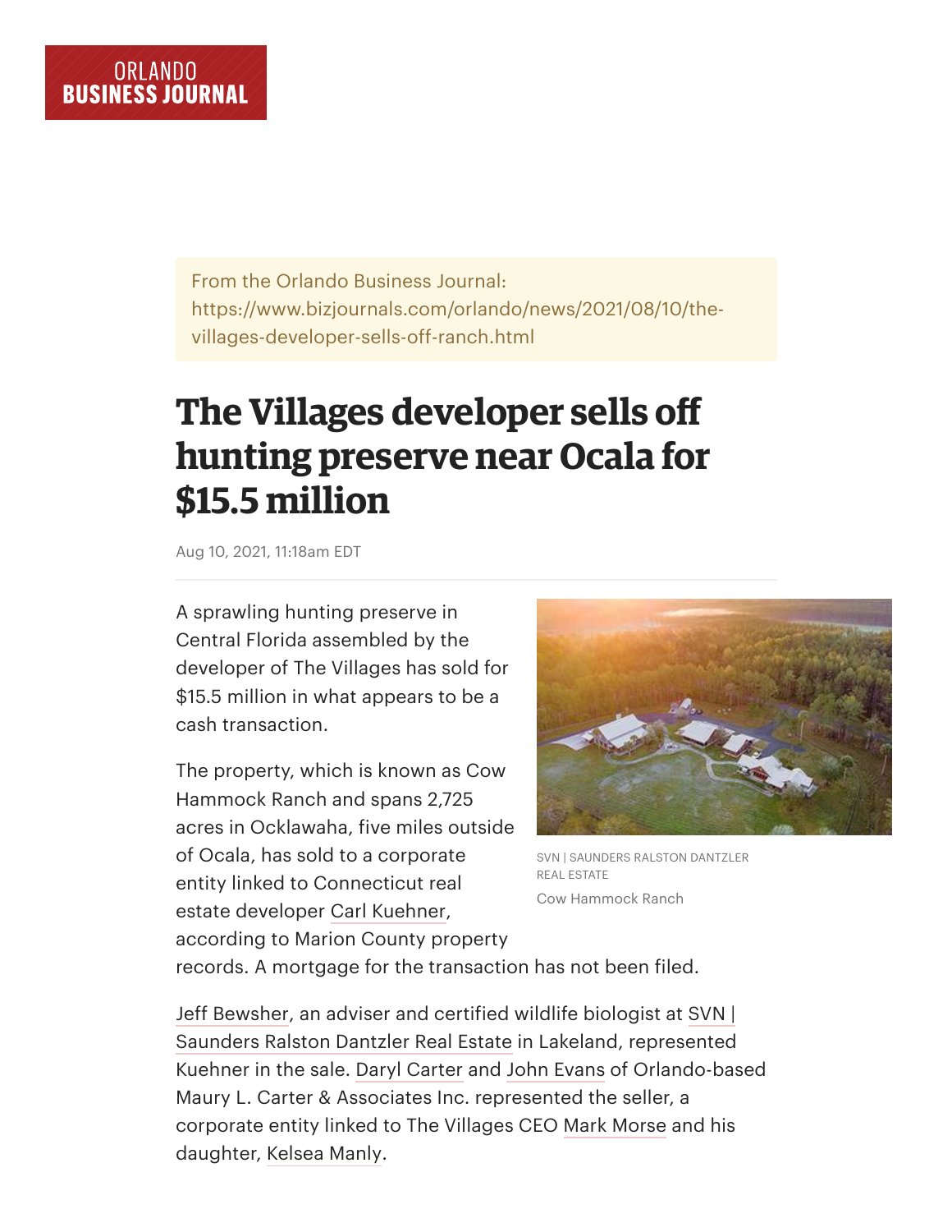ORLANDO BUSINESS JOURNAL

From the Orlando Business Journal:
https://www.bizjournals.com/orlando/news/2021/08/10/the-villages-developer-sells-off-ranch.html

# The Villages developer sells off hunting preserve near Ocala for $15.5 million

Aug 10, 2021, 11:18am EDT

A sprawling hunting preserve in Central Florida assembled by the developer of The Villages has sold for $15.5 million in what appears to be a cash transaction.

SVN | SAUNDERS RALSTON DANTZLER REAL ESTATE
Cow Hammock Ranch

The property, which is known as Cow Hammock Ranch and spans 2,725 acres in Ocklawaha, five miles outside of Ocala, has sold to a corporate entity linked to Connecticut real estate developer Carl Kuehner, according to Marion County property records. A mortgage for the transaction has not been filed.

Jeff Bewsher, an adviser and certified wildlife biologist at SVN | Saunders Ralston Dantzler Real Estate in Lakeland, represented Kuehner in the sale. Daryl Carter and John Evans of Orlando-based Maury L. Carter & Associates Inc. represented the seller, a corporate entity linked to The Villages CEO Mark Morse and his daughter, Kelsea Manly.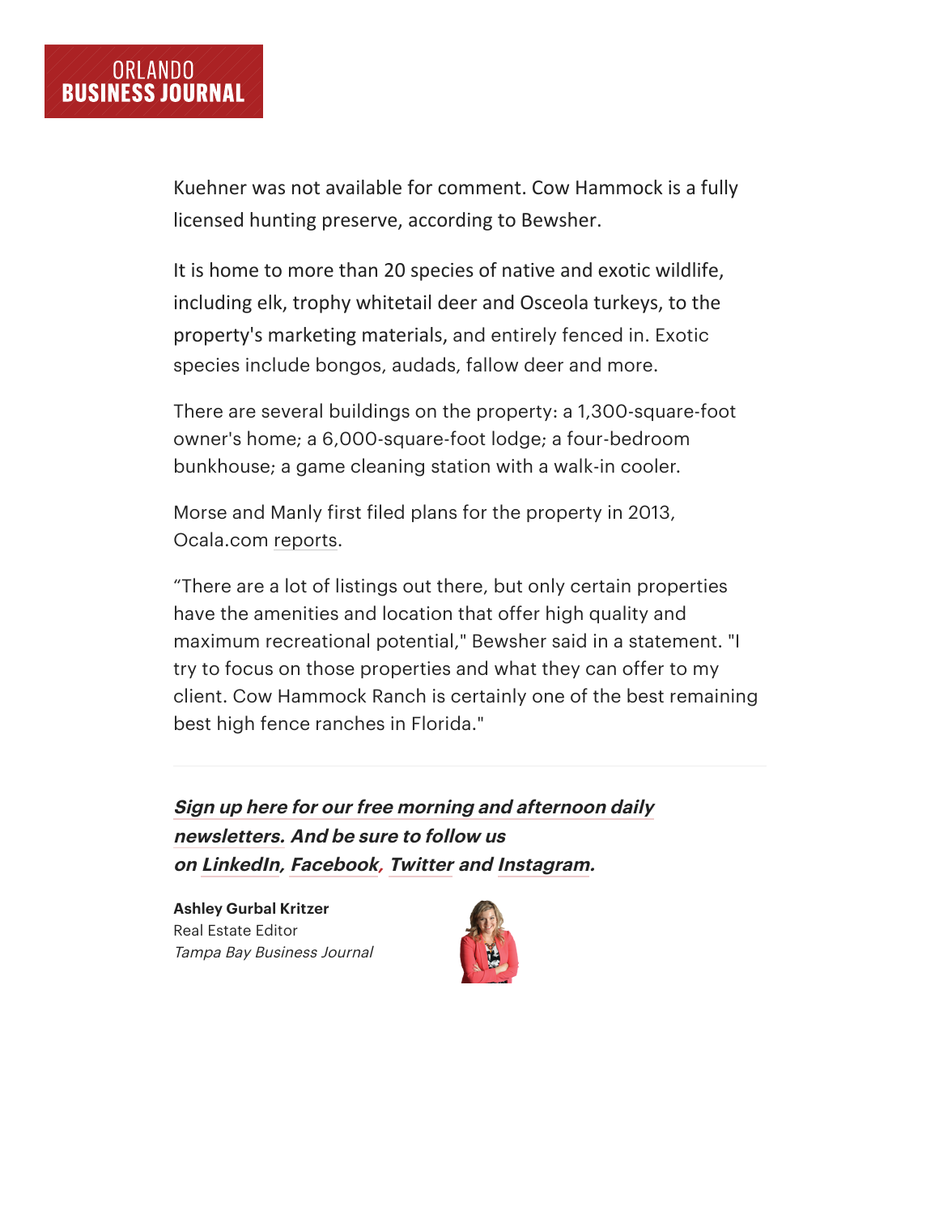Kuehner was not available for comment. Cow Hammock is a fully licensed hunting preserve, according to Bewsher.

It is home to more than 20 species of native and exotic wildlife, including elk, trophy whitetail deer and Osceola turkeys, to the property's marketing materials, and entirely fenced in. Exotic species include bongos, audads, fallow deer and more.

There are several buildings on the property: a 1,300-square-foot owner's home; a 6,000-square-foot lodge; a four-bedroom bunkhouse; a game cleaning station with a walk-in cooler.

Morse and Manly first filed plans for the property in 2013, Ocala.com reports.

"There are a lot of listings out there, but only certain properties have the amenities and location that offer high quality and maximum recreational potential," Bewsher said in a statement. "I try to focus on those properties and what they can offer to my client. Cow Hammock Ranch is certainly one of the best remaining best high fence ranches in Florida."

---

***Sign up here for our free morning and afternoon daily newsletters. And be sure to follow us on LinkedIn, Facebook, Twitter and Instagram.***

**Ashley Gurbal Kritzer**
Real Estate Editor
*Tampa Bay Business Journal*